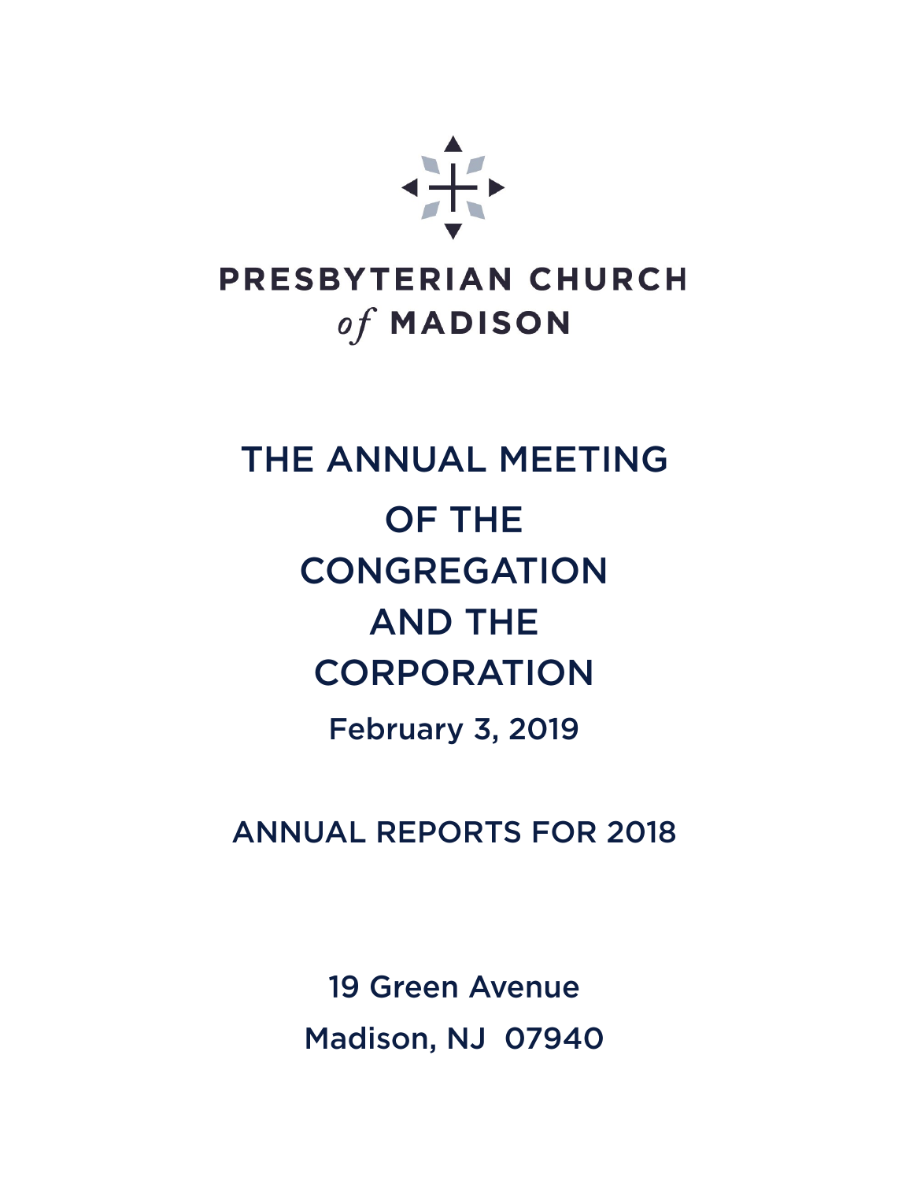# PRESBYTERIAN CHURCH *of* MADISON

## THE ANNUAL MEETING OF THE CONGREGATION AND THE CORPORATION

February 3, 2019

## ANNUAL REPORTS FOR 2018

19 Green Avenue
Madison, NJ 07940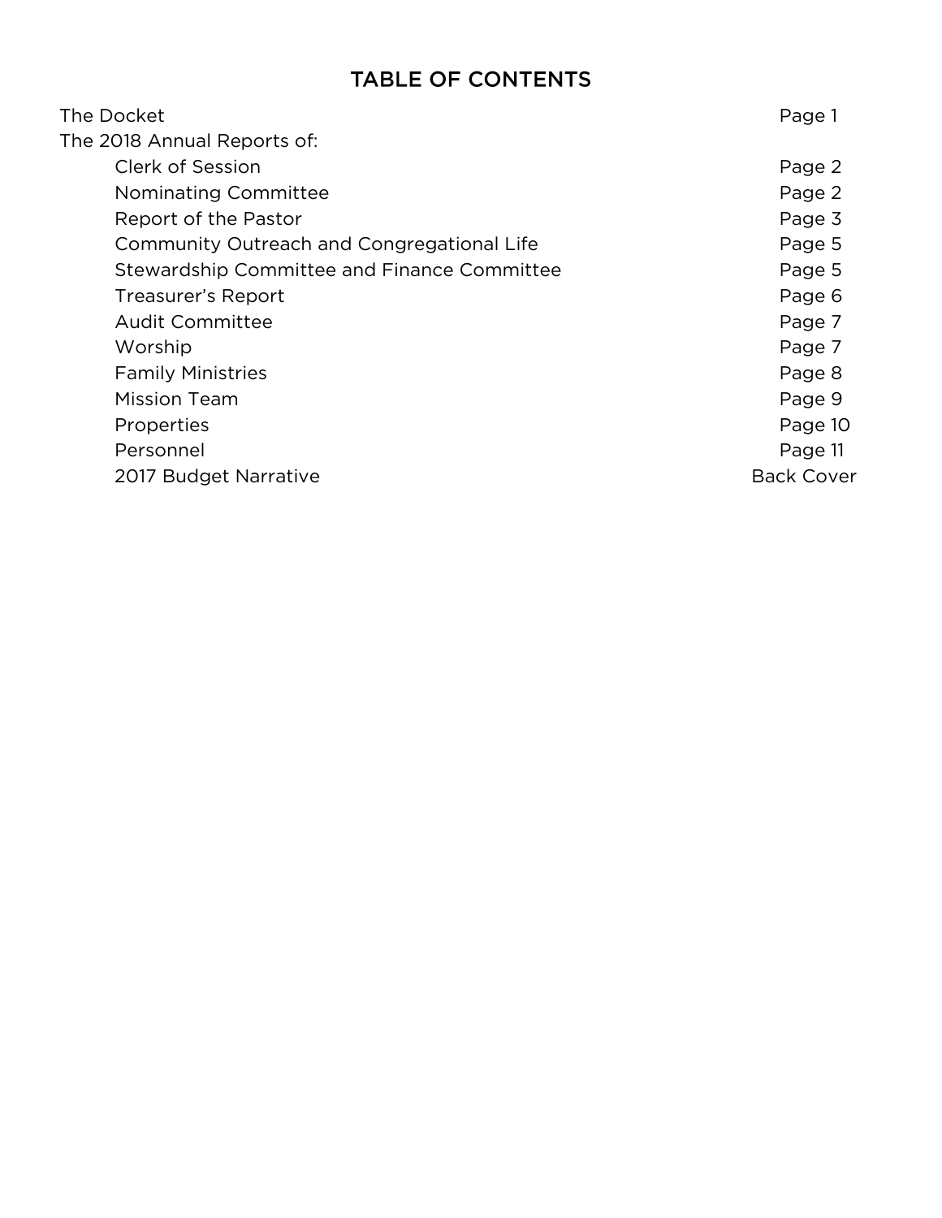# TABLE OF CONTENTS

| | |
|---|---|
| The Docket | Page 1 |
| The 2018 Annual Reports of: | |
| Clerk of Session | Page 2 |
| Nominating Committee | Page 2 |
| Report of the Pastor | Page 3 |
| Community Outreach and Congregational Life | Page 5 |
| Stewardship Committee and Finance Committee | Page 5 |
| Treasurer's Report | Page 6 |
| Audit Committee | Page 7 |
| Worship | Page 7 |
| Family Ministries | Page 8 |
| Mission Team | Page 9 |
| Properties | Page 10 |
| Personnel | Page 11 |
| 2017 Budget Narrative | Back Cover |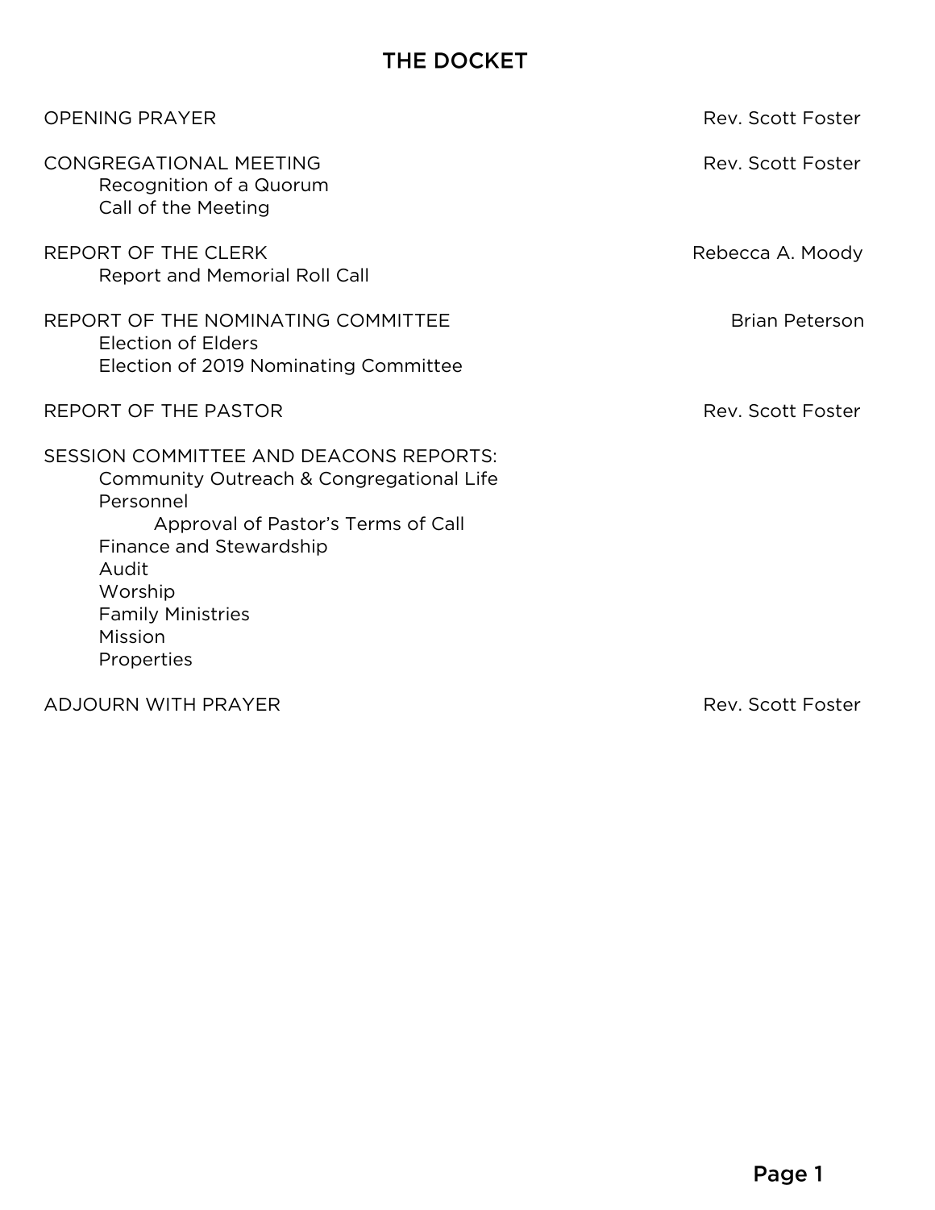# THE DOCKET

| | |
|---|---|
| OPENING PRAYER | Rev. Scott Foster |
| CONGREGATIONAL MEETING | Rev. Scott Foster |
| Recognition of a Quorum | |
| Call of the Meeting | |
| REPORT OF THE CLERK | Rebecca A. Moody |
| Report and Memorial Roll Call | |
| REPORT OF THE NOMINATING COMMITTEE | Brian Peterson |
| Election of Elders | |
| Election of 2019 Nominating Committee | |
| REPORT OF THE PASTOR | Rev. Scott Foster |
| SESSION COMMITTEE AND DEACONS REPORTS: | |
| Community Outreach & Congregational Life | |
| Personnel | |
| Approval of Pastor's Terms of Call | |
| Finance and Stewardship | |
| Audit | |
| Worship | |
| Family Ministries | |
| Mission | |
| Properties | |
| ADJOURN WITH PRAYER | Rev. Scott Foster |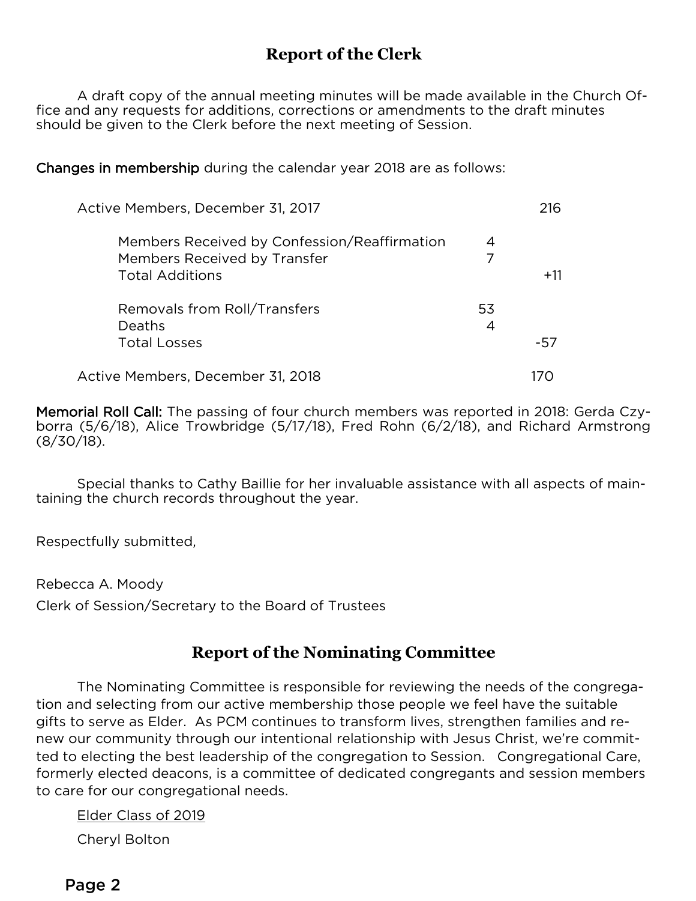## Report of the Clerk

A draft copy of the annual meeting minutes will be made available in the Church Office and any requests for additions, corrections or amendments to the draft minutes should be given to the Clerk before the next meeting of Session.

**Changes in membership** during the calendar year 2018 are as follows:

| | | |
|---|---|---|
| Active Members, December 31, 2017 | | 216 |
| Members Received by Confession/Reaffirmation | 4 | |
| Members Received by Transfer | 7 | |
| Total Additions | | +11 |
| Removals from Roll/Transfers | 53 | |
| Deaths | 4 | |
| Total Losses | | -57 |
| Active Members, December 31, 2018 | | 170 |

**Memorial Roll Call:** The passing of four church members was reported in 2018: Gerda Czyborra (5/6/18), Alice Trowbridge (5/17/18), Fred Rohn (6/2/18), and Richard Armstrong (8/30/18).

Special thanks to Cathy Baillie for her invaluable assistance with all aspects of maintaining the church records throughout the year.

Respectfully submitted,

Rebecca A. Moody

Clerk of Session/Secretary to the Board of Trustees

## Report of the Nominating Committee

The Nominating Committee is responsible for reviewing the needs of the congregation and selecting from our active membership those people we feel have the suitable gifts to serve as Elder. As PCM continues to transform lives, strengthen families and renew our community through our intentional relationship with Jesus Christ, we're committed to electing the best leadership of the congregation to Session. Congregational Care, formerly elected deacons, is a committee of dedicated congregants and session members to care for our congregational needs.

Elder Class of 2019

Cheryl Bolton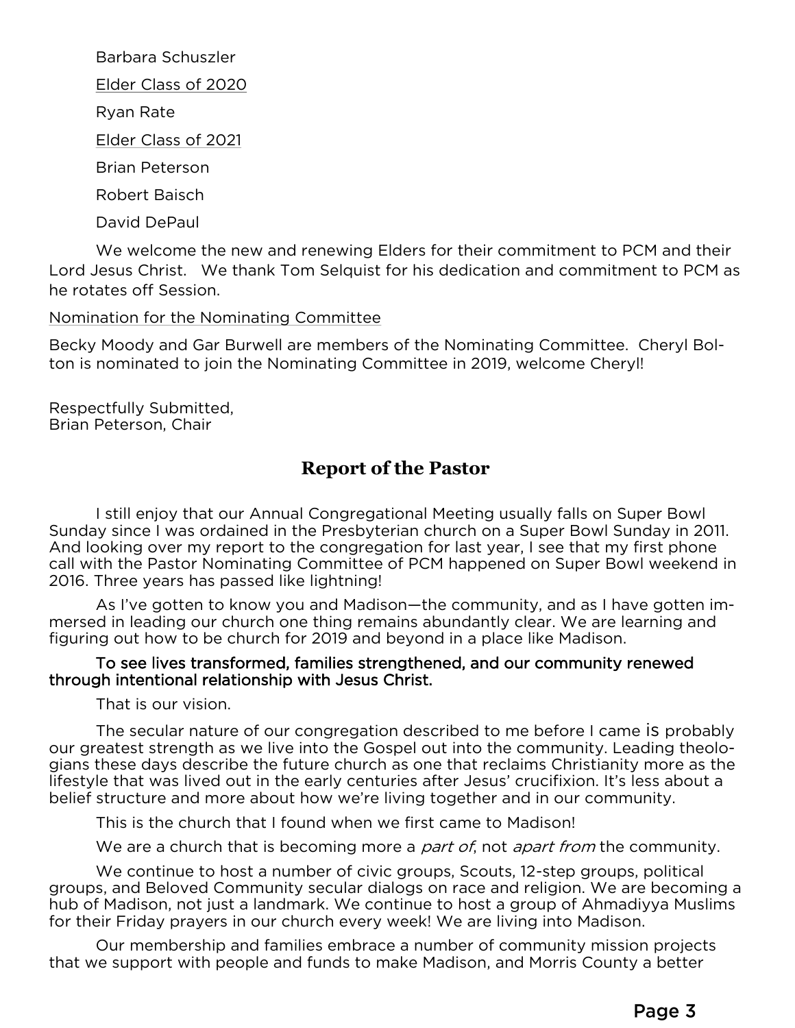Barbara Schuszler

Elder Class of 2020

Ryan Rate

Elder Class of 2021

Brian Peterson

Robert Baisch

David DePaul

We welcome the new and renewing Elders for their commitment to PCM and their Lord Jesus Christ. We thank Tom Selquist for his dedication and commitment to PCM as he rotates off Session.

Nomination for the Nominating Committee

Becky Moody and Gar Burwell are members of the Nominating Committee. Cheryl Bolton is nominated to join the Nominating Committee in 2019, welcome Cheryl!

Respectfully Submitted,
Brian Peterson, Chair

## Report of the Pastor

I still enjoy that our Annual Congregational Meeting usually falls on Super Bowl Sunday since I was ordained in the Presbyterian church on a Super Bowl Sunday in 2011. And looking over my report to the congregation for last year, I see that my first phone call with the Pastor Nominating Committee of PCM happened on Super Bowl weekend in 2016. Three years has passed like lightning!

As I've gotten to know you and Madison—the community, and as I have gotten immersed in leading our church one thing remains abundantly clear. We are learning and figuring out how to be church for 2019 and beyond in a place like Madison.

**To see lives transformed, families strengthened, and our community renewed through intentional relationship with Jesus Christ.**

That is our vision.

The secular nature of our congregation described to me before I came is probably our greatest strength as we live into the Gospel out into the community. Leading theologians these days describe the future church as one that reclaims Christianity more as the lifestyle that was lived out in the early centuries after Jesus' crucifixion. It's less about a belief structure and more about how we're living together and in our community.

This is the church that I found when we first came to Madison!

We are a church that is becoming more a *part of*, not *apart from* the community.

We continue to host a number of civic groups, Scouts, 12-step groups, political groups, and Beloved Community secular dialogs on race and religion. We are becoming a hub of Madison, not just a landmark. We continue to host a group of Ahmadiyya Muslims for their Friday prayers in our church every week! We are living into Madison.

Our membership and families embrace a number of community mission projects that we support with people and funds to make Madison, and Morris County a better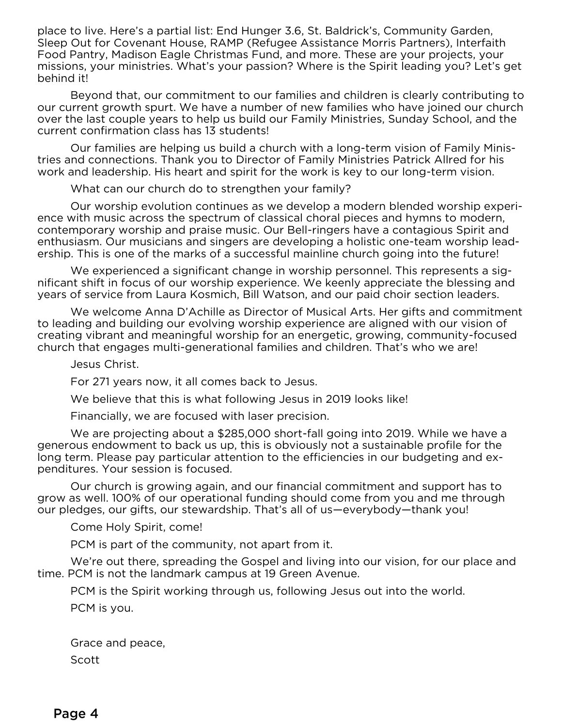place to live. Here's a partial list: End Hunger 3.6, St. Baldrick's, Community Garden, Sleep Out for Covenant House, RAMP (Refugee Assistance Morris Partners), Interfaith Food Pantry, Madison Eagle Christmas Fund, and more. These are your projects, your missions, your ministries. What's your passion? Where is the Spirit leading you? Let's get behind it!

Beyond that, our commitment to our families and children is clearly contributing to our current growth spurt. We have a number of new families who have joined our church over the last couple years to help us build our Family Ministries, Sunday School, and the current confirmation class has 13 students!

Our families are helping us build a church with a long-term vision of Family Ministries and connections. Thank you to Director of Family Ministries Patrick Allred for his work and leadership. His heart and spirit for the work is key to our long-term vision.

What can our church do to strengthen your family?

Our worship evolution continues as we develop a modern blended worship experience with music across the spectrum of classical choral pieces and hymns to modern, contemporary worship and praise music. Our Bell-ringers have a contagious Spirit and enthusiasm. Our musicians and singers are developing a holistic one-team worship leadership. This is one of the marks of a successful mainline church going into the future!

We experienced a significant change in worship personnel. This represents a significant shift in focus of our worship experience. We keenly appreciate the blessing and years of service from Laura Kosmich, Bill Watson, and our paid choir section leaders.

We welcome Anna D'Achille as Director of Musical Arts. Her gifts and commitment to leading and building our evolving worship experience are aligned with our vision of creating vibrant and meaningful worship for an energetic, growing, community-focused church that engages multi-generational families and children. That's who we are!

Jesus Christ.

For 271 years now, it all comes back to Jesus.

We believe that this is what following Jesus in 2019 looks like!

Financially, we are focused with laser precision.

We are projecting about a $285,000 short-fall going into 2019. While we have a generous endowment to back us up, this is obviously not a sustainable profile for the long term. Please pay particular attention to the efficiencies in our budgeting and expenditures. Your session is focused.

Our church is growing again, and our financial commitment and support has to grow as well. 100% of our operational funding should come from you and me through our pledges, our gifts, our stewardship. That's all of us—everybody—thank you!

Come Holy Spirit, come!

PCM is part of the community, not apart from it.

We're out there, spreading the Gospel and living into our vision, for our place and time. PCM is not the landmark campus at 19 Green Avenue.

PCM is the Spirit working through us, following Jesus out into the world.

PCM is you.

Grace and peace,

Scott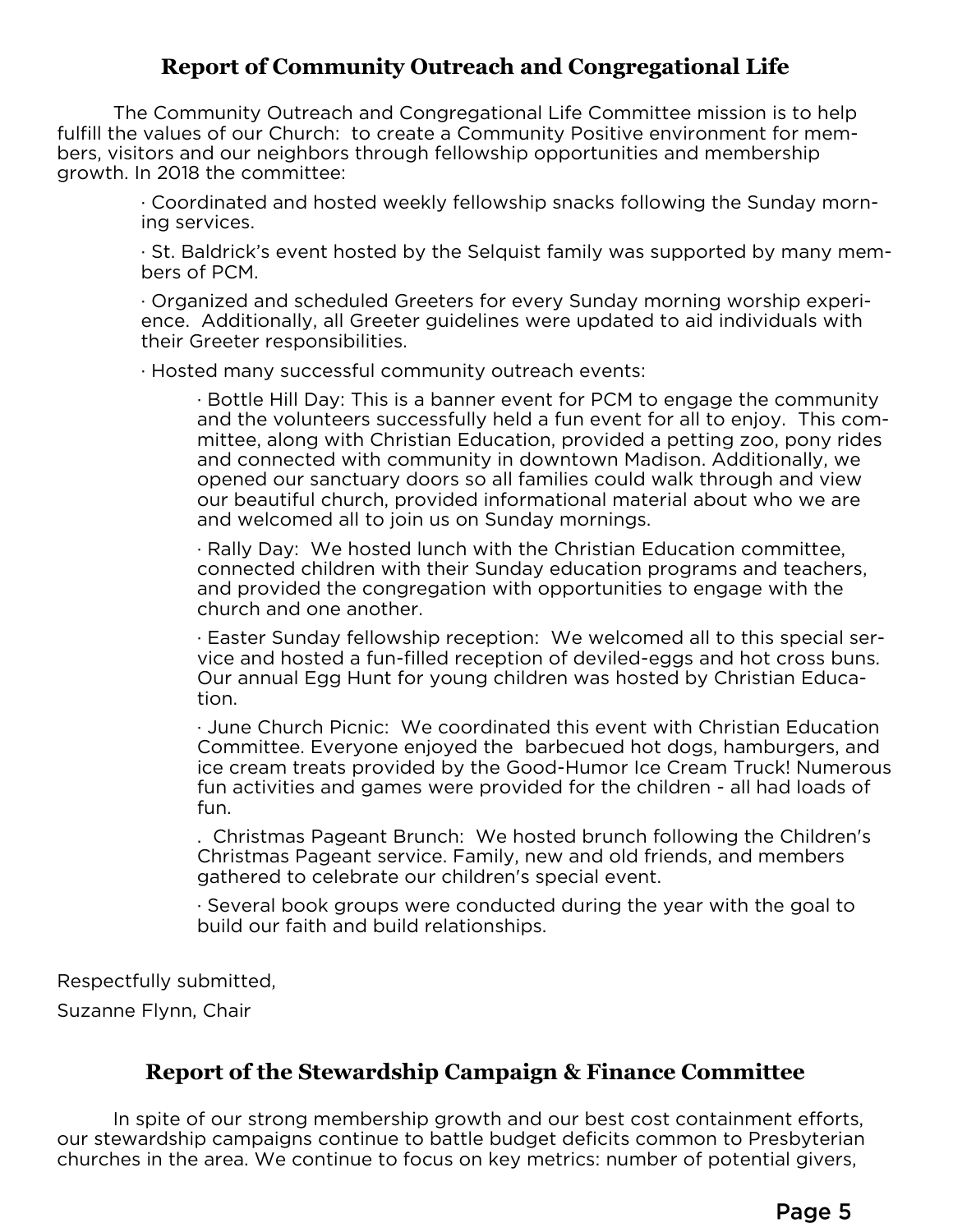## Report of Community Outreach and Congregational Life

The Community Outreach and Congregational Life Committee mission is to help fulfill the values of our Church: to create a Community Positive environment for members, visitors and our neighbors through fellowship opportunities and membership growth. In 2018 the committee:

- Coordinated and hosted weekly fellowship snacks following the Sunday morning services.
- St. Baldrick's event hosted by the Selquist family was supported by many members of PCM.
- Organized and scheduled Greeters for every Sunday morning worship experience. Additionally, all Greeter guidelines were updated to aid individuals with their Greeter responsibilities.
- Hosted many successful community outreach events:
  - Bottle Hill Day: This is a banner event for PCM to engage the community and the volunteers successfully held a fun event for all to enjoy. This committee, along with Christian Education, provided a petting zoo, pony rides and connected with community in downtown Madison. Additionally, we opened our sanctuary doors so all families could walk through and view our beautiful church, provided informational material about who we are and welcomed all to join us on Sunday mornings.
  - Rally Day: We hosted lunch with the Christian Education committee, connected children with their Sunday education programs and teachers, and provided the congregation with opportunities to engage with the church and one another.
  - Easter Sunday fellowship reception: We welcomed all to this special service and hosted a fun-filled reception of deviled-eggs and hot cross buns. Our annual Egg Hunt for young children was hosted by Christian Education.
  - June Church Picnic: We coordinated this event with Christian Education Committee. Everyone enjoyed the barbecued hot dogs, hamburgers, and ice cream treats provided by the Good-Humor Ice Cream Truck! Numerous fun activities and games were provided for the children - all had loads of fun.
  - Christmas Pageant Brunch: We hosted brunch following the Children's Christmas Pageant service. Family, new and old friends, and members gathered to celebrate our children's special event.
  - Several book groups were conducted during the year with the goal to build our faith and build relationships.

Respectfully submitted,

Suzanne Flynn, Chair

## Report of the Stewardship Campaign & Finance Committee

In spite of our strong membership growth and our best cost containment efforts, our stewardship campaigns continue to battle budget deficits common to Presbyterian churches in the area. We continue to focus on key metrics: number of potential givers,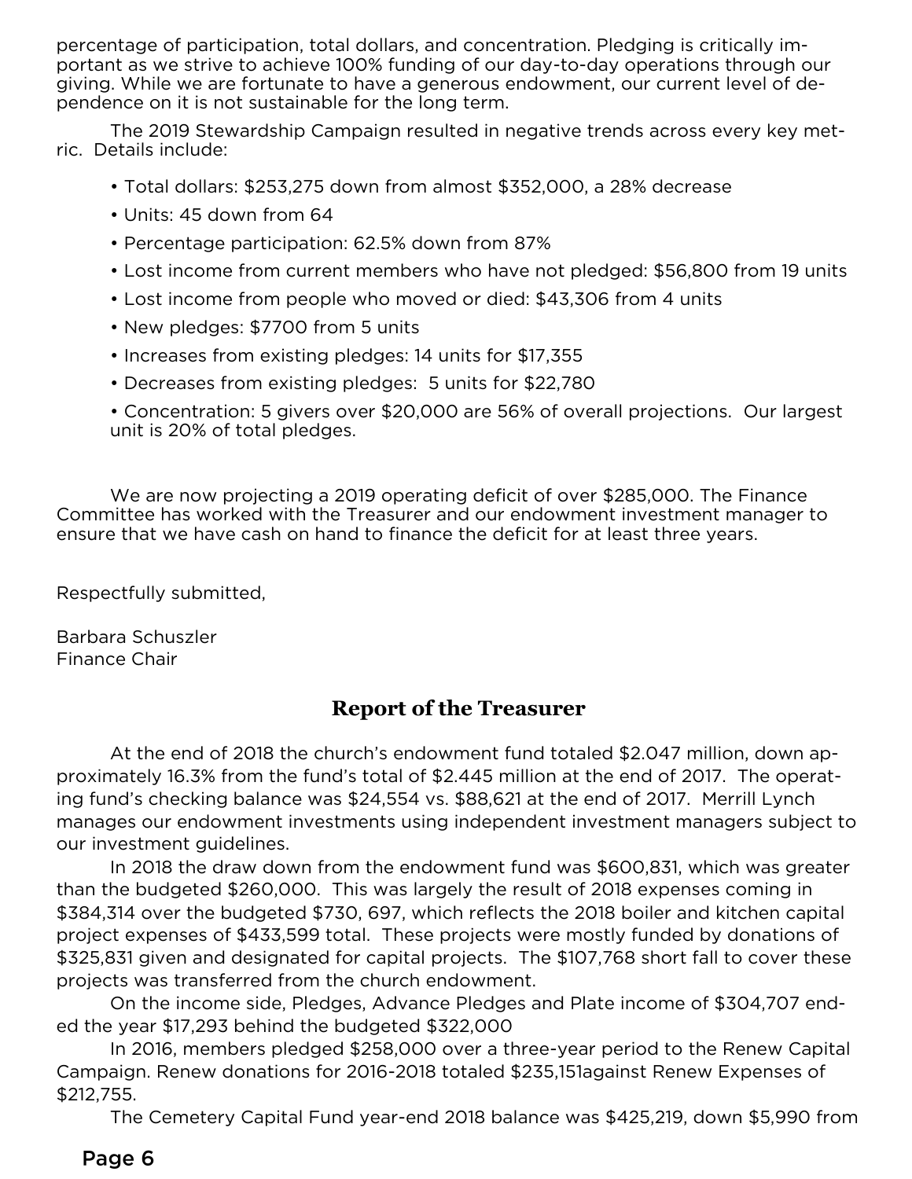percentage of participation, total dollars, and concentration. Pledging is critically important as we strive to achieve 100% funding of our day-to-day operations through our giving. While we are fortunate to have a generous endowment, our current level of dependence on it is not sustainable for the long term.

The 2019 Stewardship Campaign resulted in negative trends across every key metric. Details include:

- Total dollars: $253,275 down from almost $352,000, a 28% decrease
- Units: 45 down from 64
- Percentage participation: 62.5% down from 87%
- Lost income from current members who have not pledged: $56,800 from 19 units
- Lost income from people who moved or died: $43,306 from 4 units
- New pledges: $7700 from 5 units
- Increases from existing pledges: 14 units for $17,355
- Decreases from existing pledges: 5 units for $22,780
- Concentration: 5 givers over $20,000 are 56% of overall projections. Our largest unit is 20% of total pledges.

We are now projecting a 2019 operating deficit of over $285,000. The Finance Committee has worked with the Treasurer and our endowment investment manager to ensure that we have cash on hand to finance the deficit for at least three years.

Respectfully submitted,

Barbara Schuszler
Finance Chair

## Report of the Treasurer

At the end of 2018 the church's endowment fund totaled $2.047 million, down approximately 16.3% from the fund's total of $2.445 million at the end of 2017. The operating fund's checking balance was $24,554 vs. $88,621 at the end of 2017. Merrill Lynch manages our endowment investments using independent investment managers subject to our investment guidelines.

In 2018 the draw down from the endowment fund was $600,831, which was greater than the budgeted $260,000. This was largely the result of 2018 expenses coming in $384,314 over the budgeted $730, 697, which reflects the 2018 boiler and kitchen capital project expenses of $433,599 total. These projects were mostly funded by donations of $325,831 given and designated for capital projects. The $107,768 short fall to cover these projects was transferred from the church endowment.

On the income side, Pledges, Advance Pledges and Plate income of $304,707 ended the year $17,293 behind the budgeted $322,000

In 2016, members pledged $258,000 over a three-year period to the Renew Capital Campaign. Renew donations for 2016-2018 totaled $235,151against Renew Expenses of $212,755.

The Cemetery Capital Fund year-end 2018 balance was $425,219, down $5,990 from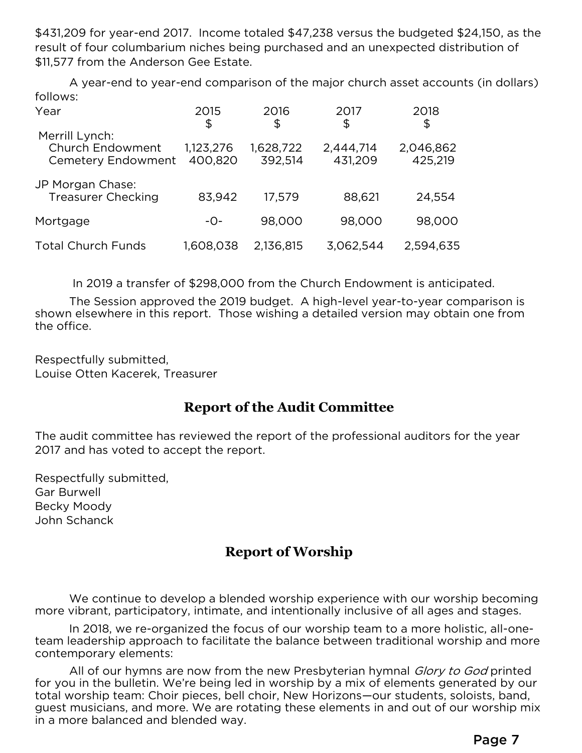$431,209 for year-end 2017. Income totaled $47,238 versus the budgeted $24,150, as the result of four columbarium niches being purchased and an unexpected distribution of $11,577 from the Anderson Gee Estate.

A year-end to year-end comparison of the major church asset accounts (in dollars) follows:

| Year | 2015<br>$ | 2016<br>$ | 2017<br>$ | 2018<br>$ |
|---|---|---|---|---|
| Merrill Lynch: | | | | |
| Church Endowment | 1,123,276 | 1,628,722 | 2,444,714 | 2,046,862 |
| Cemetery Endowment | 400,820 | 392,514 | 431,209 | 425,219 |
| JP Morgan Chase: | | | | |
| Treasurer Checking | 83,942 | 17,579 | 88,621 | 24,554 |
| Mortgage | -0- | 98,000 | 98,000 | 98,000 |
| Total Church Funds | 1,608,038 | 2,136,815 | 3,062,544 | 2,594,635 |

In 2019 a transfer of $298,000 from the Church Endowment is anticipated.

The Session approved the 2019 budget. A high-level year-to-year comparison is shown elsewhere in this report. Those wishing a detailed version may obtain one from the office.

Respectfully submitted,
Louise Otten Kacerek, Treasurer

## Report of the Audit Committee

The audit committee has reviewed the report of the professional auditors for the year 2017 and has voted to accept the report.

Respectfully submitted,
Gar Burwell
Becky Moody
John Schanck

## Report of Worship

We continue to develop a blended worship experience with our worship becoming more vibrant, participatory, intimate, and intentionally inclusive of all ages and stages.

In 2018, we re-organized the focus of our worship team to a more holistic, all-one-team leadership approach to facilitate the balance between traditional worship and more contemporary elements:

All of our hymns are now from the new Presbyterian hymnal *Glory to God* printed for you in the bulletin. We're being led in worship by a mix of elements generated by our total worship team: Choir pieces, bell choir, New Horizons—our students, soloists, band, guest musicians, and more. We are rotating these elements in and out of our worship mix in a more balanced and blended way.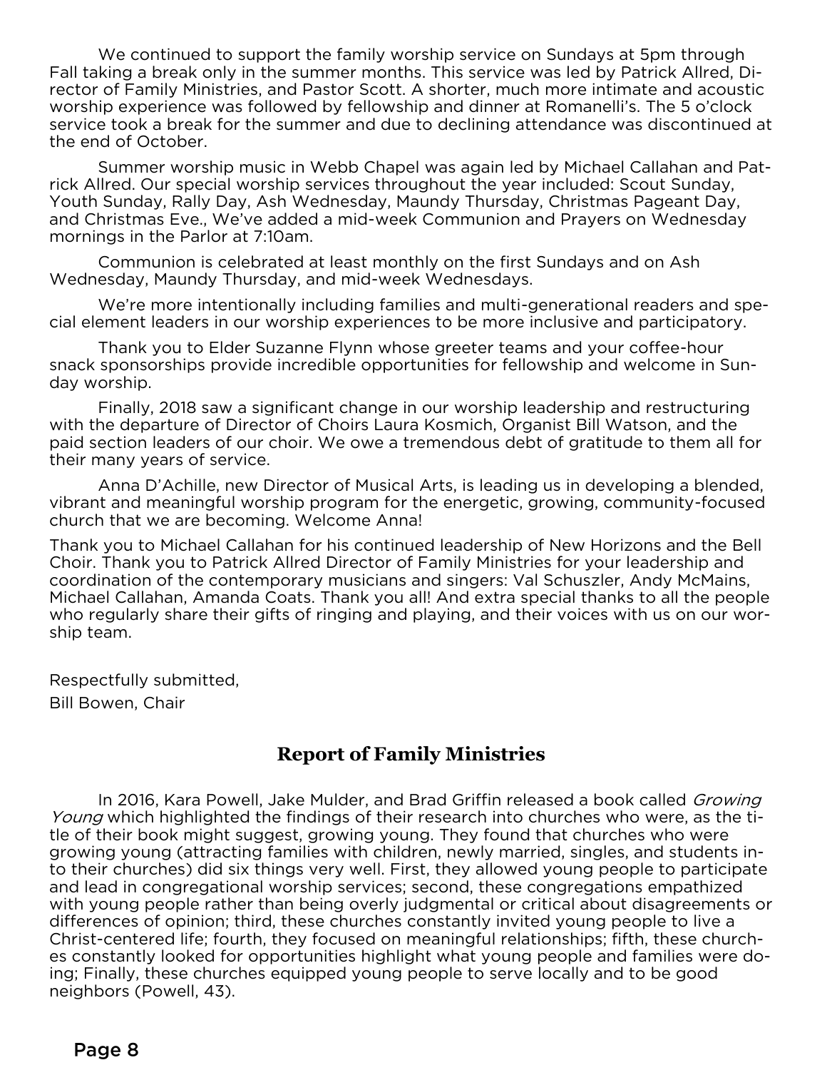We continued to support the family worship service on Sundays at 5pm through Fall taking a break only in the summer months. This service was led by Patrick Allred, Director of Family Ministries, and Pastor Scott. A shorter, much more intimate and acoustic worship experience was followed by fellowship and dinner at Romanelli's. The 5 o'clock service took a break for the summer and due to declining attendance was discontinued at the end of October.

Summer worship music in Webb Chapel was again led by Michael Callahan and Patrick Allred. Our special worship services throughout the year included: Scout Sunday, Youth Sunday, Rally Day, Ash Wednesday, Maundy Thursday, Christmas Pageant Day, and Christmas Eve., We've added a mid-week Communion and Prayers on Wednesday mornings in the Parlor at 7:10am.

Communion is celebrated at least monthly on the first Sundays and on Ash Wednesday, Maundy Thursday, and mid-week Wednesdays.

We're more intentionally including families and multi-generational readers and special element leaders in our worship experiences to be more inclusive and participatory.

Thank you to Elder Suzanne Flynn whose greeter teams and your coffee-hour snack sponsorships provide incredible opportunities for fellowship and welcome in Sunday worship.

Finally, 2018 saw a significant change in our worship leadership and restructuring with the departure of Director of Choirs Laura Kosmich, Organist Bill Watson, and the paid section leaders of our choir. We owe a tremendous debt of gratitude to them all for their many years of service.

Anna D'Achille, new Director of Musical Arts, is leading us in developing a blended, vibrant and meaningful worship program for the energetic, growing, community-focused church that we are becoming. Welcome Anna!

Thank you to Michael Callahan for his continued leadership of New Horizons and the Bell Choir. Thank you to Patrick Allred Director of Family Ministries for your leadership and coordination of the contemporary musicians and singers: Val Schuszler, Andy McMains, Michael Callahan, Amanda Coats. Thank you all! And extra special thanks to all the people who regularly share their gifts of ringing and playing, and their voices with us on our worship team.

Respectfully submitted,
Bill Bowen, Chair

## Report of Family Ministries

In 2016, Kara Powell, Jake Mulder, and Brad Griffin released a book called *Growing Young* which highlighted the findings of their research into churches who were, as the title of their book might suggest, growing young. They found that churches who were growing young (attracting families with children, newly married, singles, and students into their churches) did six things very well. First, they allowed young people to participate and lead in congregational worship services; second, these congregations empathized with young people rather than being overly judgmental or critical about disagreements or differences of opinion; third, these churches constantly invited young people to live a Christ-centered life; fourth, they focused on meaningful relationships; fifth, these churches constantly looked for opportunities highlight what young people and families were doing; Finally, these churches equipped young people to serve locally and to be good neighbors (Powell, 43).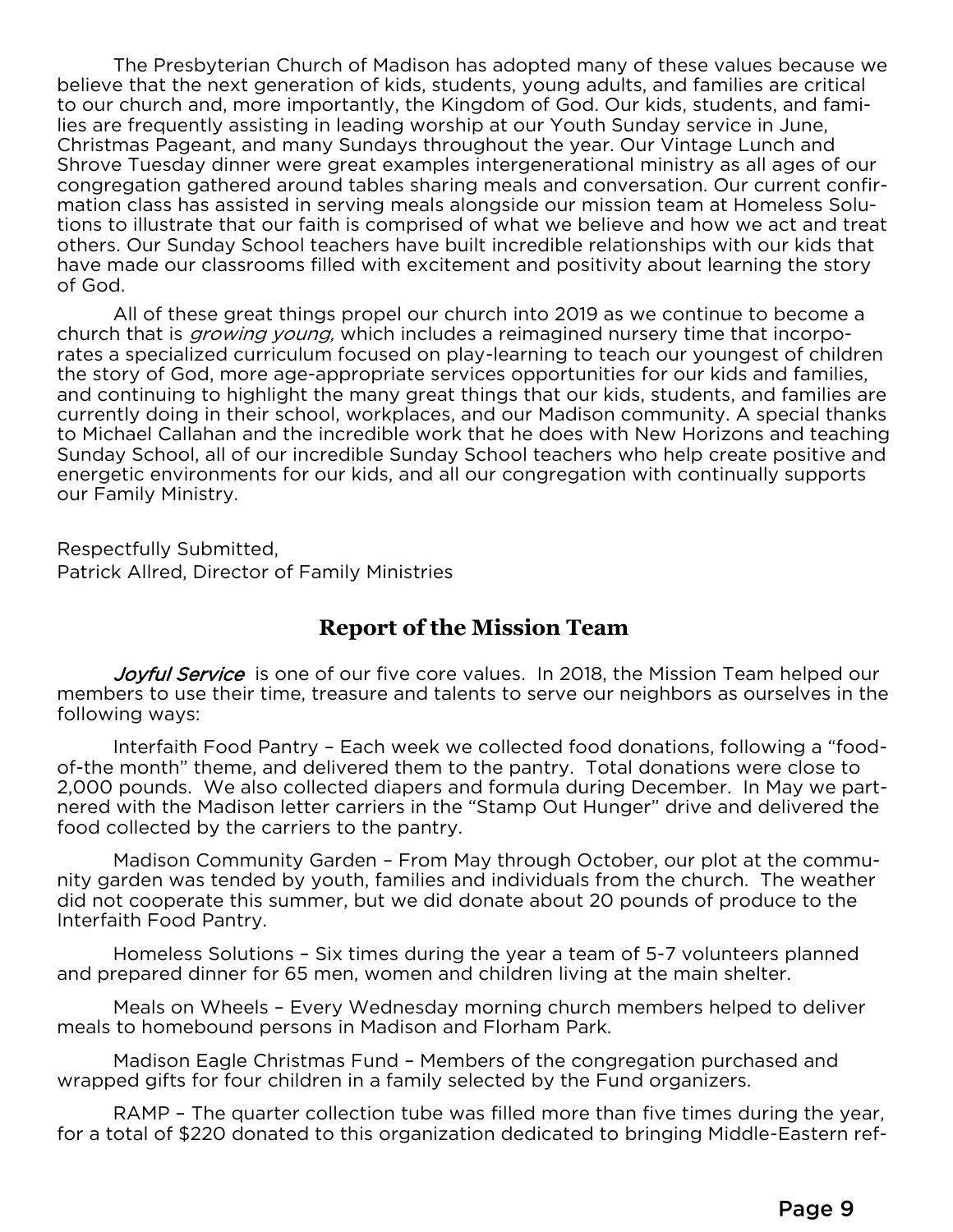The Presbyterian Church of Madison has adopted many of these values because we believe that the next generation of kids, students, young adults, and families are critical to our church and, more importantly, the Kingdom of God. Our kids, students, and families are frequently assisting in leading worship at our Youth Sunday service in June, Christmas Pageant, and many Sundays throughout the year. Our Vintage Lunch and Shrove Tuesday dinner were great examples intergenerational ministry as all ages of our congregation gathered around tables sharing meals and conversation. Our current confirmation class has assisted in serving meals alongside our mission team at Homeless Solutions to illustrate that our faith is comprised of what we believe and how we act and treat others. Our Sunday School teachers have built incredible relationships with our kids that have made our classrooms filled with excitement and positivity about learning the story of God.

All of these great things propel our church into 2019 as we continue to become a church that is *growing young,* which includes a reimagined nursery time that incorporates a specialized curriculum focused on play-learning to teach our youngest of children the story of God, more age-appropriate services opportunities for our kids and families, and continuing to highlight the many great things that our kids, students, and families are currently doing in their school, workplaces, and our Madison community. A special thanks to Michael Callahan and the incredible work that he does with New Horizons and teaching Sunday School, all of our incredible Sunday School teachers who help create positive and energetic environments for our kids, and all our congregation with continually supports our Family Ministry.

Respectfully Submitted,
Patrick Allred, Director of Family Ministries

## Report of the Mission Team

***Joyful Service*** is one of our five core values. In 2018, the Mission Team helped our members to use their time, treasure and talents to serve our neighbors as ourselves in the following ways:

Interfaith Food Pantry – Each week we collected food donations, following a "food-of-the month" theme, and delivered them to the pantry. Total donations were close to 2,000 pounds. We also collected diapers and formula during December. In May we partnered with the Madison letter carriers in the "Stamp Out Hunger" drive and delivered the food collected by the carriers to the pantry.

Madison Community Garden – From May through October, our plot at the community garden was tended by youth, families and individuals from the church. The weather did not cooperate this summer, but we did donate about 20 pounds of produce to the Interfaith Food Pantry.

Homeless Solutions – Six times during the year a team of 5-7 volunteers planned and prepared dinner for 65 men, women and children living at the main shelter.

Meals on Wheels – Every Wednesday morning church members helped to deliver meals to homebound persons in Madison and Florham Park.

Madison Eagle Christmas Fund – Members of the congregation purchased and wrapped gifts for four children in a family selected by the Fund organizers.

RAMP – The quarter collection tube was filled more than five times during the year, for a total of $220 donated to this organization dedicated to bringing Middle-Eastern ref-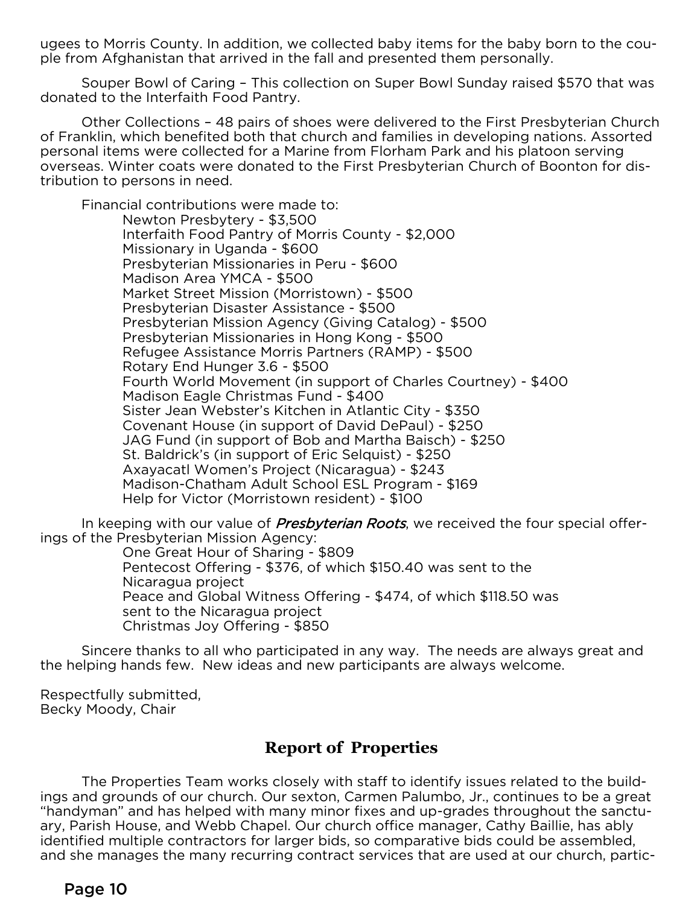ugees to Morris County. In addition, we collected baby items for the baby born to the couple from Afghanistan that arrived in the fall and presented them personally.

Souper Bowl of Caring – This collection on Super Bowl Sunday raised $570 that was donated to the Interfaith Food Pantry.

Other Collections – 48 pairs of shoes were delivered to the First Presbyterian Church of Franklin, which benefited both that church and families in developing nations. Assorted personal items were collected for a Marine from Florham Park and his platoon serving overseas. Winter coats were donated to the First Presbyterian Church of Boonton for distribution to persons in need.

Financial contributions were made to:

- Newton Presbytery - $3,500
- Interfaith Food Pantry of Morris County - $2,000
- Missionary in Uganda - $600
- Presbyterian Missionaries in Peru - $600
- Madison Area YMCA - $500
- Market Street Mission (Morristown) - $500
- Presbyterian Disaster Assistance - $500
- Presbyterian Mission Agency (Giving Catalog) - $500
- Presbyterian Missionaries in Hong Kong - $500
- Refugee Assistance Morris Partners (RAMP) - $500
- Rotary End Hunger 3.6 - $500
- Fourth World Movement (in support of Charles Courtney) - $400
- Madison Eagle Christmas Fund - $400
- Sister Jean Webster's Kitchen in Atlantic City - $350
- Covenant House (in support of David DePaul) - $250
- JAG Fund (in support of Bob and Martha Baisch) - $250
- St. Baldrick's (in support of Eric Selquist) - $250
- Axayacatl Women's Project (Nicaragua) - $243
- Madison-Chatham Adult School ESL Program - $169
- Help for Victor (Morristown resident) - $100

In keeping with our value of ***Presbyterian Roots***, we received the four special offerings of the Presbyterian Mission Agency:

- One Great Hour of Sharing - $809
- Pentecost Offering - $376, of which $150.40 was sent to the Nicaragua project
- Peace and Global Witness Offering - $474, of which $118.50 was sent to the Nicaragua project
- Christmas Joy Offering - $850

Sincere thanks to all who participated in any way. The needs are always great and the helping hands few. New ideas and new participants are always welcome.

Respectfully submitted,
Becky Moody, Chair

## Report of Properties

The Properties Team works closely with staff to identify issues related to the buildings and grounds of our church. Our sexton, Carmen Palumbo, Jr., continues to be a great "handyman" and has helped with many minor fixes and up-grades throughout the sanctuary, Parish House, and Webb Chapel. Our church office manager, Cathy Baillie, has ably identified multiple contractors for larger bids, so comparative bids could be assembled, and she manages the many recurring contract services that are used at our church, partic-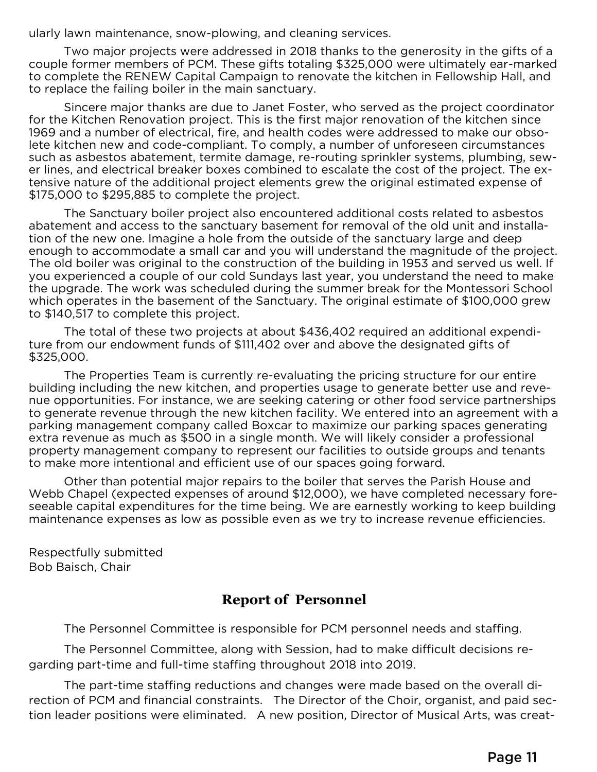ularly lawn maintenance, snow-plowing, and cleaning services.

Two major projects were addressed in 2018 thanks to the generosity in the gifts of a couple former members of PCM. These gifts totaling $325,000 were ultimately ear-marked to complete the RENEW Capital Campaign to renovate the kitchen in Fellowship Hall, and to replace the failing boiler in the main sanctuary.

Sincere major thanks are due to Janet Foster, who served as the project coordinator for the Kitchen Renovation project. This is the first major renovation of the kitchen since 1969 and a number of electrical, fire, and health codes were addressed to make our obsolete kitchen new and code-compliant. To comply, a number of unforeseen circumstances such as asbestos abatement, termite damage, re-routing sprinkler systems, plumbing, sewer lines, and electrical breaker boxes combined to escalate the cost of the project. The extensive nature of the additional project elements grew the original estimated expense of $175,000 to $295,885 to complete the project.

The Sanctuary boiler project also encountered additional costs related to asbestos abatement and access to the sanctuary basement for removal of the old unit and installation of the new one. Imagine a hole from the outside of the sanctuary large and deep enough to accommodate a small car and you will understand the magnitude of the project. The old boiler was original to the construction of the building in 1953 and served us well. If you experienced a couple of our cold Sundays last year, you understand the need to make the upgrade. The work was scheduled during the summer break for the Montessori School which operates in the basement of the Sanctuary. The original estimate of $100,000 grew to $140,517 to complete this project.

The total of these two projects at about $436,402 required an additional expenditure from our endowment funds of $111,402 over and above the designated gifts of $325,000.

The Properties Team is currently re-evaluating the pricing structure for our entire building including the new kitchen, and properties usage to generate better use and revenue opportunities. For instance, we are seeking catering or other food service partnerships to generate revenue through the new kitchen facility. We entered into an agreement with a parking management company called Boxcar to maximize our parking spaces generating extra revenue as much as $500 in a single month. We will likely consider a professional property management company to represent our facilities to outside groups and tenants to make more intentional and efficient use of our spaces going forward.

Other than potential major repairs to the boiler that serves the Parish House and Webb Chapel (expected expenses of around $12,000), we have completed necessary foreseeable capital expenditures for the time being. We are earnestly working to keep building maintenance expenses as low as possible even as we try to increase revenue efficiencies.

Respectfully submitted
Bob Baisch, Chair

## Report of Personnel

The Personnel Committee is responsible for PCM personnel needs and staffing.

The Personnel Committee, along with Session, had to make difficult decisions regarding part-time and full-time staffing throughout 2018 into 2019.

The part-time staffing reductions and changes were made based on the overall direction of PCM and financial constraints. The Director of the Choir, organist, and paid section leader positions were eliminated. A new position, Director of Musical Arts, was creat-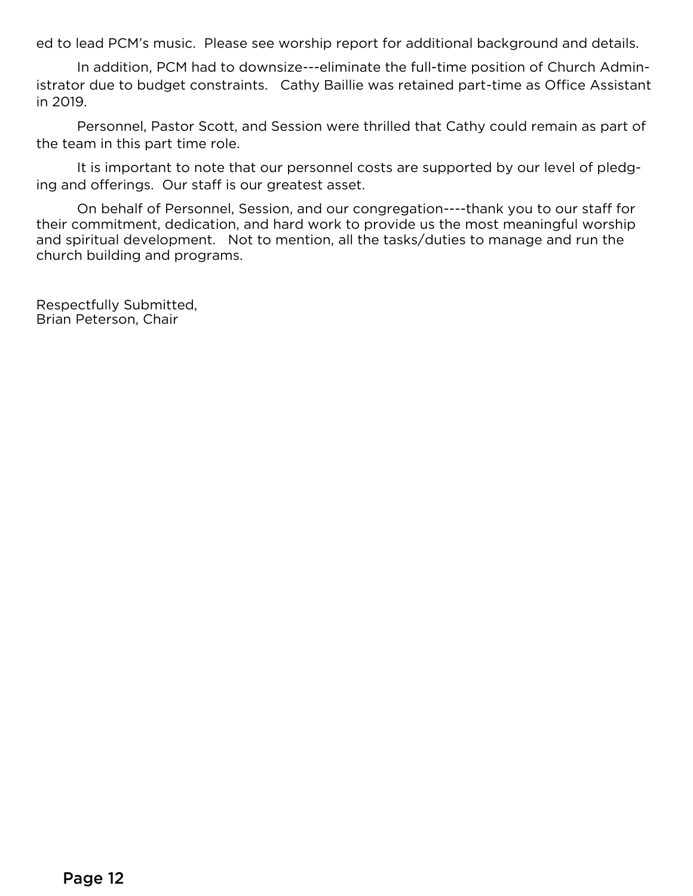ed to lead PCM's music. Please see worship report for additional background and details.

In addition, PCM had to downsize---eliminate the full-time position of Church Administrator due to budget constraints. Cathy Baillie was retained part-time as Office Assistant in 2019.

Personnel, Pastor Scott, and Session were thrilled that Cathy could remain as part of the team in this part time role.

It is important to note that our personnel costs are supported by our level of pledging and offerings. Our staff is our greatest asset.

On behalf of Personnel, Session, and our congregation----thank you to our staff for their commitment, dedication, and hard work to provide us the most meaningful worship and spiritual development. Not to mention, all the tasks/duties to manage and run the church building and programs.

Respectfully Submitted,
Brian Peterson, Chair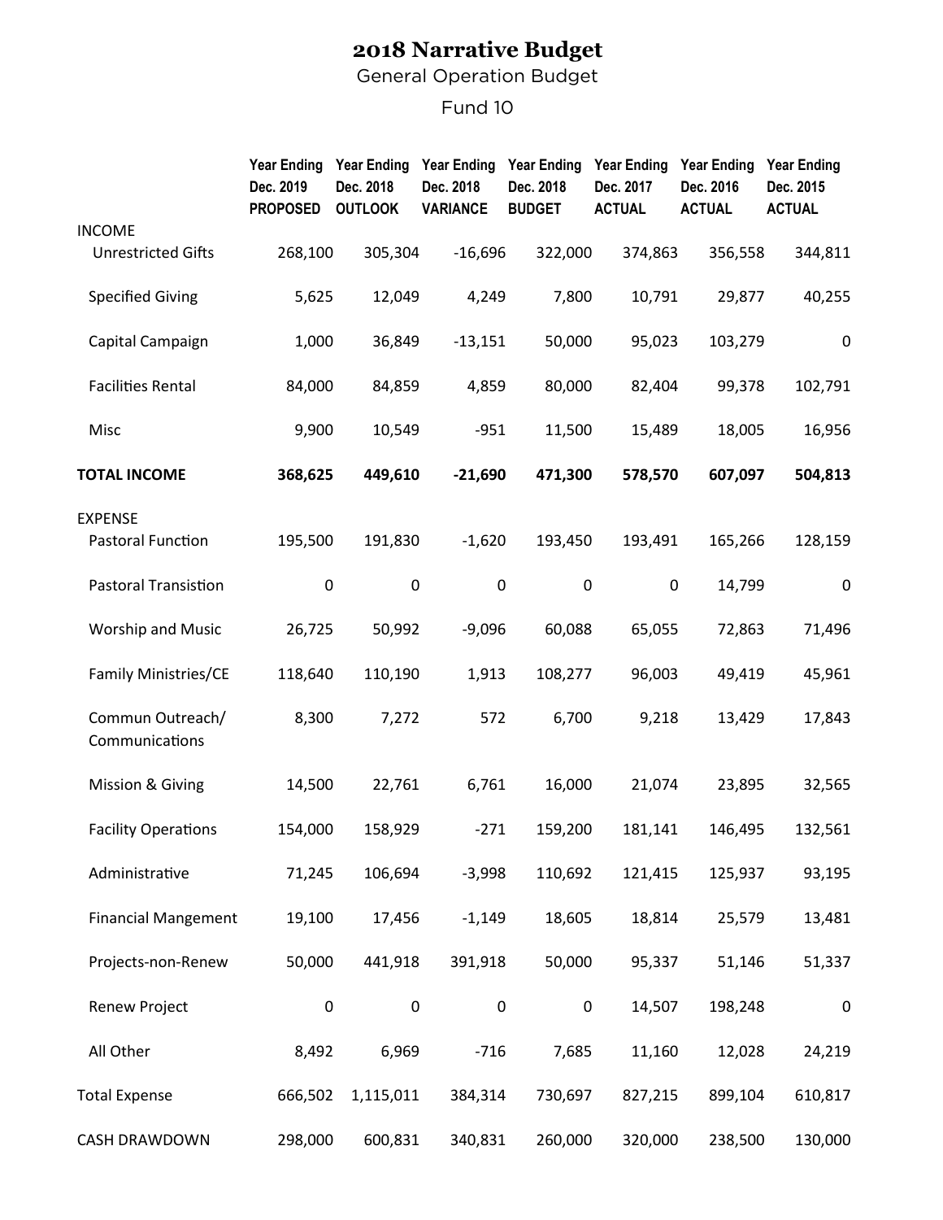# 2018 Narrative Budget

General Operation Budget

Fund 10

| | Year Ending Dec. 2019 PROPOSED | Year Ending Dec. 2018 OUTLOOK | Year Ending Dec. 2018 VARIANCE | Year Ending Dec. 2018 BUDGET | Year Ending Dec. 2017 ACTUAL | Year Ending Dec. 2016 ACTUAL | Year Ending Dec. 2015 ACTUAL |
|---|---|---|---|---|---|---|---|
| INCOME | | | | | | | |
| Unrestricted Gifts | 268,100 | 305,304 | -16,696 | 322,000 | 374,863 | 356,558 | 344,811 |
| Specified Giving | 5,625 | 12,049 | 4,249 | 7,800 | 10,791 | 29,877 | 40,255 |
| Capital Campaign | 1,000 | 36,849 | -13,151 | 50,000 | 95,023 | 103,279 | 0 |
| Facilities Rental | 84,000 | 84,859 | 4,859 | 80,000 | 82,404 | 99,378 | 102,791 |
| Misc | 9,900 | 10,549 | -951 | 11,500 | 15,489 | 18,005 | 16,956 |
| **TOTAL INCOME** | **368,625** | **449,610** | **-21,690** | **471,300** | **578,570** | **607,097** | **504,813** |
| EXPENSE | | | | | | | |
| Pastoral Function | 195,500 | 191,830 | -1,620 | 193,450 | 193,491 | 165,266 | 128,159 |
| Pastoral Transistion | 0 | 0 | 0 | 0 | 0 | 14,799 | 0 |
| Worship and Music | 26,725 | 50,992 | -9,096 | 60,088 | 65,055 | 72,863 | 71,496 |
| Family Ministries/CE | 118,640 | 110,190 | 1,913 | 108,277 | 96,003 | 49,419 | 45,961 |
| Commun Outreach/ Communications | 8,300 | 7,272 | 572 | 6,700 | 9,218 | 13,429 | 17,843 |
| Mission & Giving | 14,500 | 22,761 | 6,761 | 16,000 | 21,074 | 23,895 | 32,565 |
| Facility Operations | 154,000 | 158,929 | -271 | 159,200 | 181,141 | 146,495 | 132,561 |
| Administrative | 71,245 | 106,694 | -3,998 | 110,692 | 121,415 | 125,937 | 93,195 |
| Financial Mangement | 19,100 | 17,456 | -1,149 | 18,605 | 18,814 | 25,579 | 13,481 |
| Projects-non-Renew | 50,000 | 441,918 | 391,918 | 50,000 | 95,337 | 51,146 | 51,337 |
| Renew Project | 0 | 0 | 0 | 0 | 14,507 | 198,248 | 0 |
| All Other | 8,492 | 6,969 | -716 | 7,685 | 11,160 | 12,028 | 24,219 |
| Total Expense | 666,502 | 1,115,011 | 384,314 | 730,697 | 827,215 | 899,104 | 610,817 |
| CASH DRAWDOWN | 298,000 | 600,831 | 340,831 | 260,000 | 320,000 | 238,500 | 130,000 |